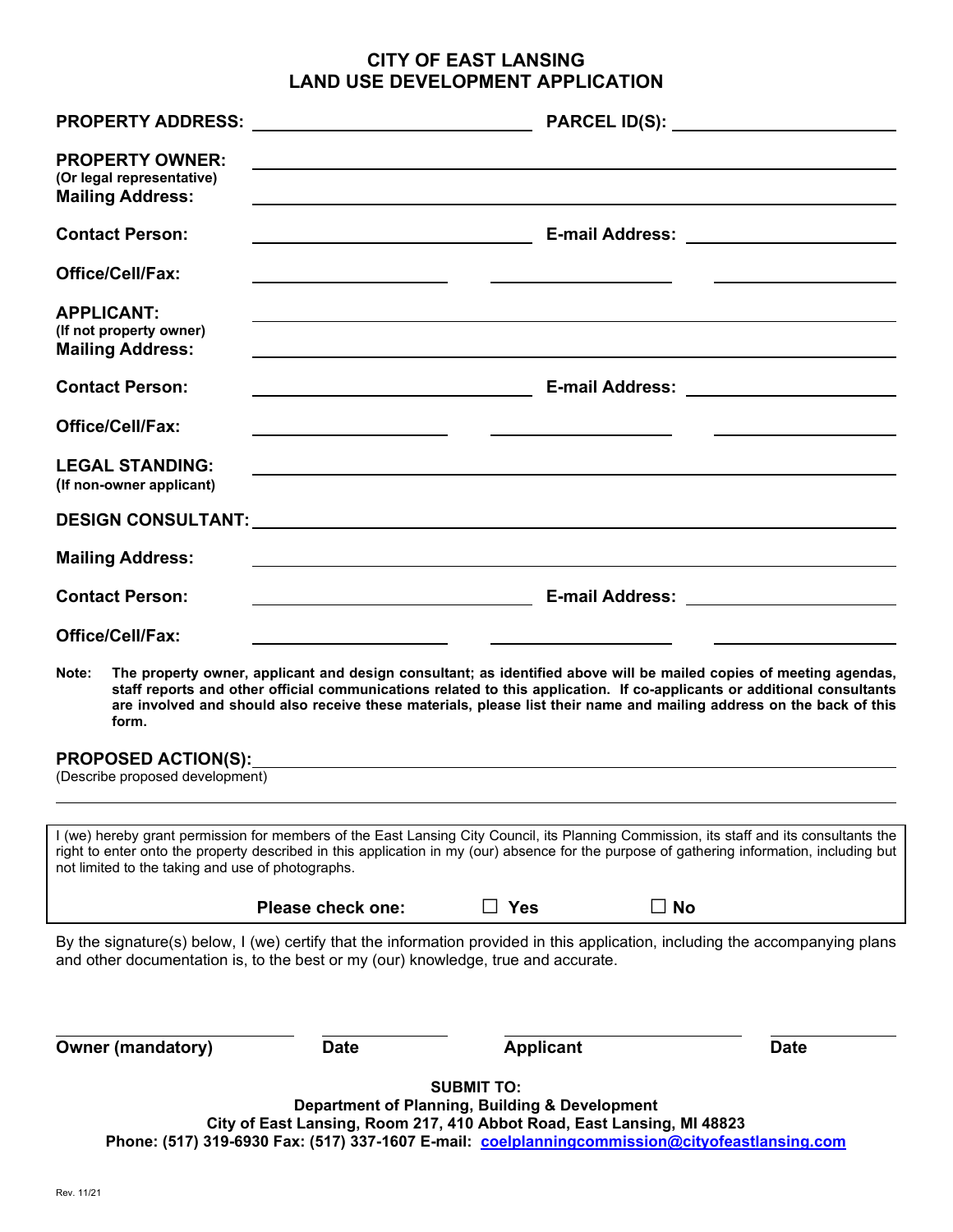# CITY OF EAST LANSING
# LAND USE DEVELOPMENT APPLICATION

**PROPERTY ADDRESS:** ______________________________ **PARCEL ID(S):** ______________________

**PROPERTY OWNER:** ________________________________________________________________
**(Or legal representative)**
**Mailing Address:** ________________________________________________________________

**Contact Person:** ______________________________ **E-mail Address:** ______________________

**Office/Cell/Fax:** ____________________ ____________________ ____________________

**APPLICANT:** ________________________________________________________________
**(If not property owner)**
**Mailing Address:** ________________________________________________________________

**Contact Person:** ______________________________ **E-mail Address:** ______________________

**Office/Cell/Fax:** ____________________ ____________________ ____________________

**LEGAL STANDING:** ________________________________________________________________
**(If non-owner applicant)**

**DESIGN CONSULTANT:** ________________________________________________________________

**Mailing Address:** ________________________________________________________________

**Contact Person:** ______________________________ **E-mail Address:** ______________________

**Office/Cell/Fax:** ____________________ ____________________ ____________________

**Note: The property owner, applicant and design consultant; as identified above will be mailed copies of meeting agendas, staff reports and other official communications related to this application. If co-applicants or additional consultants are involved and should also receive these materials, please list their name and mailing address on the back of this form.**

**PROPOSED ACTION(S):** ________________________________________________________________
(Describe proposed development)
________________________________________________________________

I (we) hereby grant permission for members of the East Lansing City Council, its Planning Commission, its staff and its consultants the right to enter onto the property described in this application in my (our) absence for the purpose of gathering information, including but not limited to the taking and use of photographs.

**Please check one:** ☐ **Yes** ☐ **No**

By the signature(s) below, I (we) certify that the information provided in this application, including the accompanying plans and other documentation is, to the best or my (our) knowledge, true and accurate.

______________________ ____________ ______________________ ____________
**Owner (mandatory)** **Date** **Applicant** **Date**

**SUBMIT TO:**
**Department of Planning, Building & Development**
**City of East Lansing, Room 217, 410 Abbot Road, East Lansing, MI 48823**
**Phone: (517) 319-6930 Fax: (517) 337-1607 E-mail: coelplanningcommission@cityofeastlansing.com**

Rev. 11/21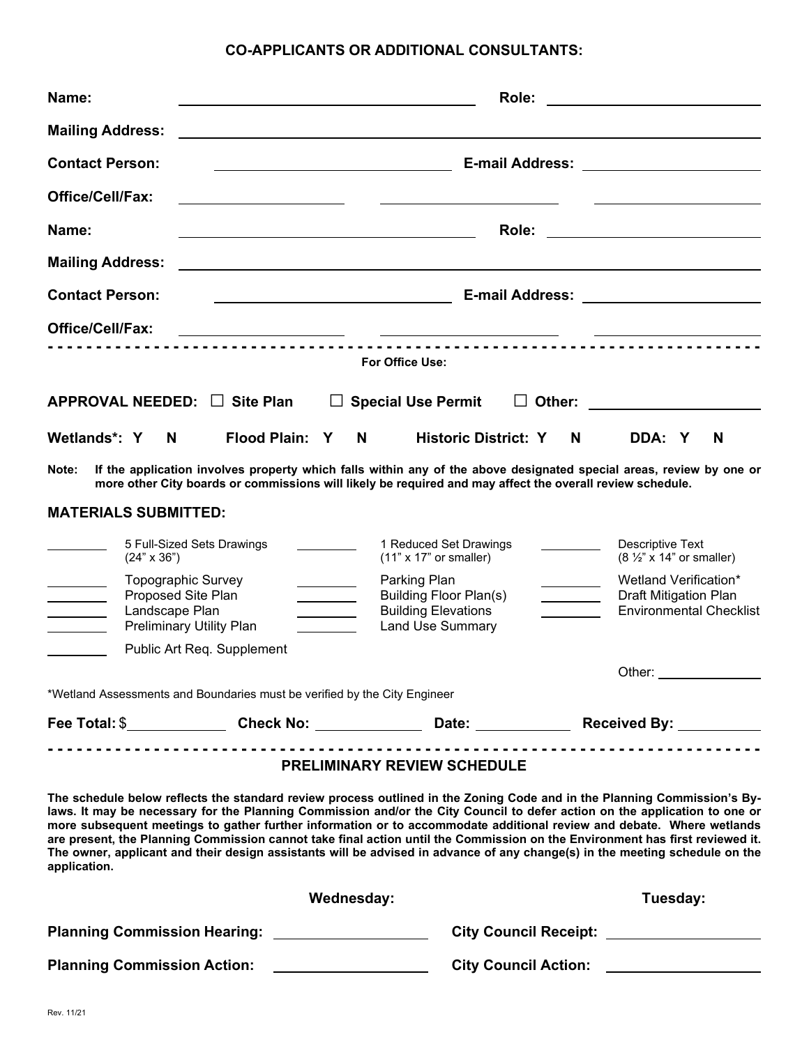## CO-APPLICANTS OR ADDITIONAL CONSULTANTS:

**Name:** ______________________ **Role:** ______________________

**Mailing Address:** ______________________

**Contact Person:** ______________________ **E-mail Address:** ______________________

**Office/Cell/Fax:** ____________ ____________ ____________

**Name:** ______________________ **Role:** ______________________

**Mailing Address:** ______________________

**Contact Person:** ______________________ **E-mail Address:** ______________________

**Office/Cell/Fax:** ____________ ____________ ____________

---

**For Office Use:**

**APPROVAL NEEDED:** ☐ **Site Plan** ☐ **Special Use Permit** ☐ **Other:** ____________

**Wetlands*: Y N** **Flood Plain: Y N** **Historic District: Y N** **DDA: Y N**

**Note: If the application involves property which falls within any of the above designated special areas, review by one or more other City boards or commissions will likely be required and may affect the overall review schedule.**

### MATERIALS SUBMITTED:

| | | | | | |
|---|---|---|---|---|---|
| ______ | 5 Full-Sized Sets Drawings (24" x 36") | ______ | 1 Reduced Set Drawings (11" x 17" or smaller) | ______ | Descriptive Text (8 ½" x 14" or smaller) |
| ______ | Topographic Survey | ______ | Parking Plan | ______ | Wetland Verification* |
| ______ | Proposed Site Plan | ______ | Building Floor Plan(s) | ______ | Draft Mitigation Plan |
| ______ | Landscape Plan | ______ | Building Elevations | ______ | Environmental Checklist |
| ______ | Preliminary Utility Plan | ______ | Land Use Summary | | |
| ______ | Public Art Req. Supplement | | | | |
| | | | | | Other: ____________ |

*Wetland Assessments and Boundaries must be verified by the City Engineer

**Fee Total:** $__________ **Check No:** __________ **Date:** __________ **Received By:** __________

---

### PRELIMINARY REVIEW SCHEDULE

**The schedule below reflects the standard review process outlined in the Zoning Code and in the Planning Commission's By-laws. It may be necessary for the Planning Commission and/or the City Council to defer action on the application to one or more subsequent meetings to gather further information or to accommodate additional review and debate. Where wetlands are present, the Planning Commission cannot take final action until the Commission on the Environment has first reviewed it. The owner, applicant and their design assistants will be advised in advance of any change(s) in the meeting schedule on the application.**

| | **Wednesday:** | | **Tuesday:** |
|---|---|---|---|
| **Planning Commission Hearing:** | ____________ | **City Council Receipt:** | ____________ |
| **Planning Commission Action:** | ____________ | **City Council Action:** | ____________ |

Rev. 11/21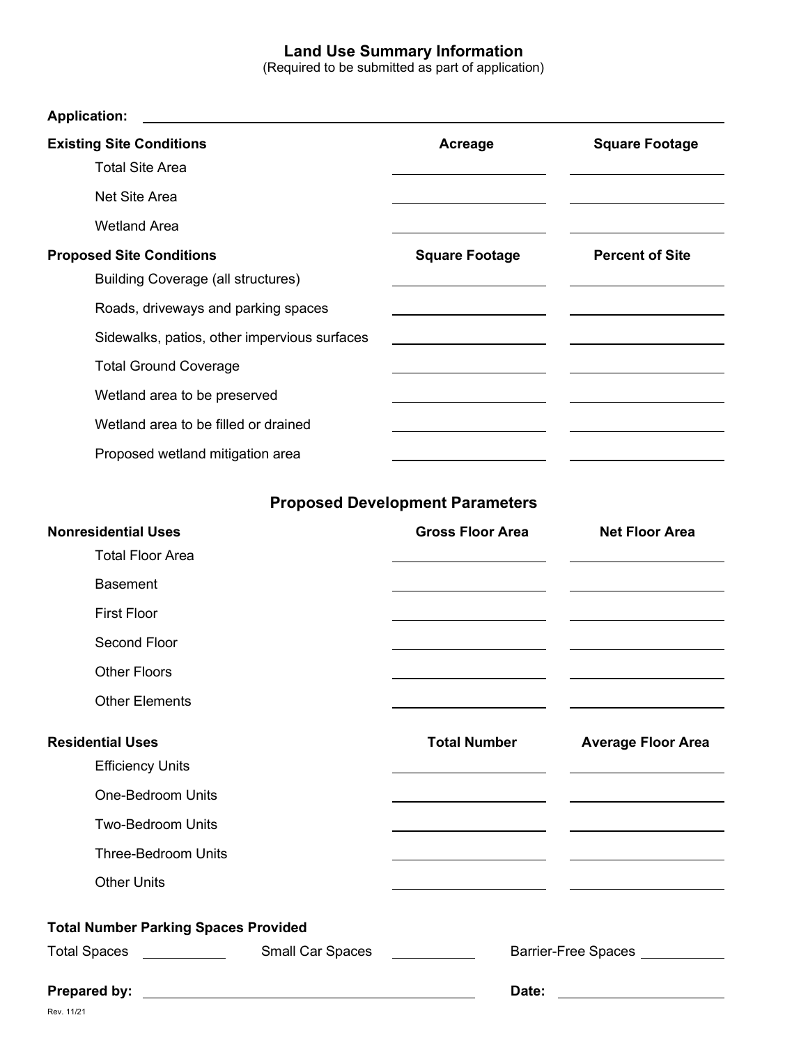# Land Use Summary Information

(Required to be submitted as part of application)

**Application:** ______________________________

| **Existing Site Conditions** | **Acreage** | **Square Footage** |
|---|---|---|
| Total Site Area | | |
| Net Site Area | | |
| Wetland Area | | |

| **Proposed Site Conditions** | **Square Footage** | **Percent of Site** |
|---|---|---|
| Building Coverage (all structures) | | |
| Roads, driveways and parking spaces | | |
| Sidewalks, patios, other impervious surfaces | | |
| Total Ground Coverage | | |
| Wetland area to be preserved | | |
| Wetland area to be filled or drained | | |
| Proposed wetland mitigation area | | |

## Proposed Development Parameters

| **Nonresidential Uses** | **Gross Floor Area** | **Net Floor Area** |
|---|---|---|
| Total Floor Area | | |
| Basement | | |
| First Floor | | |
| Second Floor | | |
| Other Floors | | |
| Other Elements | | |

| **Residential Uses** | **Total Number** | **Average Floor Area** |
|---|---|---|
| Efficiency Units | | |
| One-Bedroom Units | | |
| Two-Bedroom Units | | |
| Three-Bedroom Units | | |
| Other Units | | |

**Total Number Parking Spaces Provided**

Total Spaces __________ Small Car Spaces __________ Barrier-Free Spaces __________

**Prepared by:** ______________________________ **Date:** __________________

Rev. 11/21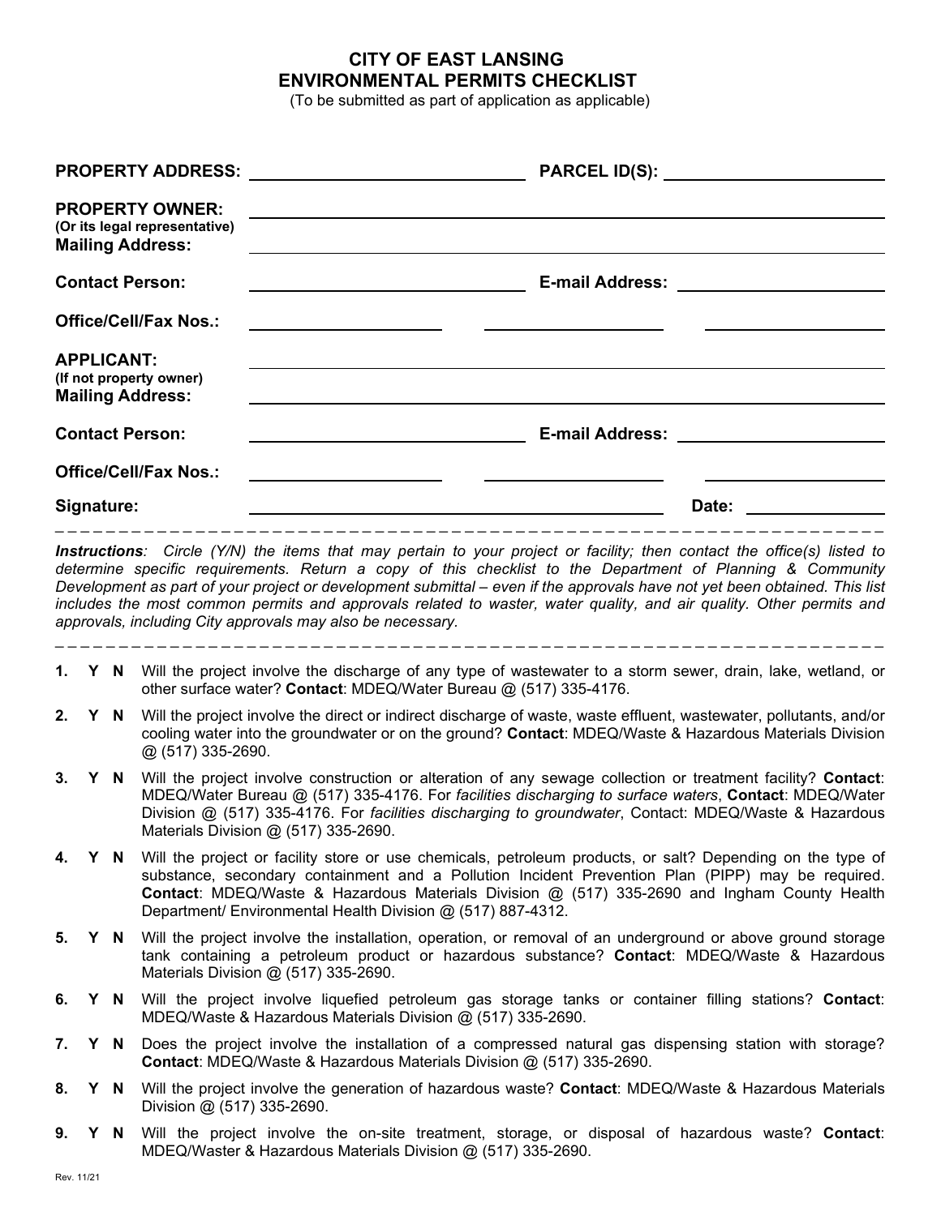# CITY OF EAST LANSING
## ENVIRONMENTAL PERMITS CHECKLIST

(To be submitted as part of application as applicable)

**PROPERTY ADDRESS:** ______________________ **PARCEL ID(S):** ______________________

**PROPERTY OWNER:**
**(Or its legal representative)** ______________________________________________
**Mailing Address:** ______________________________________________

**Contact Person:** ______________________ **E-mail Address:** ______________________

**Office/Cell/Fax Nos.:** ______________ ______________ ______________

**APPLICANT:**
**(If not property owner)** ______________________________________________
**Mailing Address:** ______________________________________________

**Contact Person:** ______________________ **E-mail Address:** ______________________

**Office/Cell/Fax Nos.:** ______________ ______________ ______________

**Signature:** ______________________________________ **Date:** ______________

---

***Instructions***: *Circle (Y/N) the items that may pertain to your project or facility; then contact the office(s) listed to determine specific requirements. Return a copy of this checklist to the Department of Planning & Community Development as part of your project or development submittal – even if the approvals have not yet been obtained. This list includes the most common permits and approvals related to waster, water quality, and air quality. Other permits and approvals, including City approvals may also be necessary.*

---

**1. Y N** Will the project involve the discharge of any type of wastewater to a storm sewer, drain, lake, wetland, or other surface water? **Contact**: MDEQ/Water Bureau @ (517) 335-4176.

**2. Y N** Will the project involve the direct or indirect discharge of waste, waste effluent, wastewater, pollutants, and/or cooling water into the groundwater or on the ground? **Contact**: MDEQ/Waste & Hazardous Materials Division @ (517) 335-2690.

**3. Y N** Will the project involve construction or alteration of any sewage collection or treatment facility? **Contact**: MDEQ/Water Bureau @ (517) 335-4176. For *facilities discharging to surface waters*, **Contact**: MDEQ/Water Division @ (517) 335-4176. For *facilities discharging to groundwater*, Contact: MDEQ/Waste & Hazardous Materials Division @ (517) 335-2690.

**4. Y N** Will the project or facility store or use chemicals, petroleum products, or salt? Depending on the type of substance, secondary containment and a Pollution Incident Prevention Plan (PIPP) may be required. **Contact**: MDEQ/Waste & Hazardous Materials Division @ (517) 335-2690 and Ingham County Health Department/ Environmental Health Division @ (517) 887-4312.

**5. Y N** Will the project involve the installation, operation, or removal of an underground or above ground storage tank containing a petroleum product or hazardous substance? **Contact**: MDEQ/Waste & Hazardous Materials Division @ (517) 335-2690.

**6. Y N** Will the project involve liquefied petroleum gas storage tanks or container filling stations? **Contact**: MDEQ/Waste & Hazardous Materials Division @ (517) 335-2690.

**7. Y N** Does the project involve the installation of a compressed natural gas dispensing station with storage? **Contact**: MDEQ/Waste & Hazardous Materials Division @ (517) 335-2690.

**8. Y N** Will the project involve the generation of hazardous waste? **Contact**: MDEQ/Waste & Hazardous Materials Division @ (517) 335-2690.

**9. Y N** Will the project involve the on-site treatment, storage, or disposal of hazardous waste? **Contact**: MDEQ/Waster & Hazardous Materials Division @ (517) 335-2690.

Rev. 11/21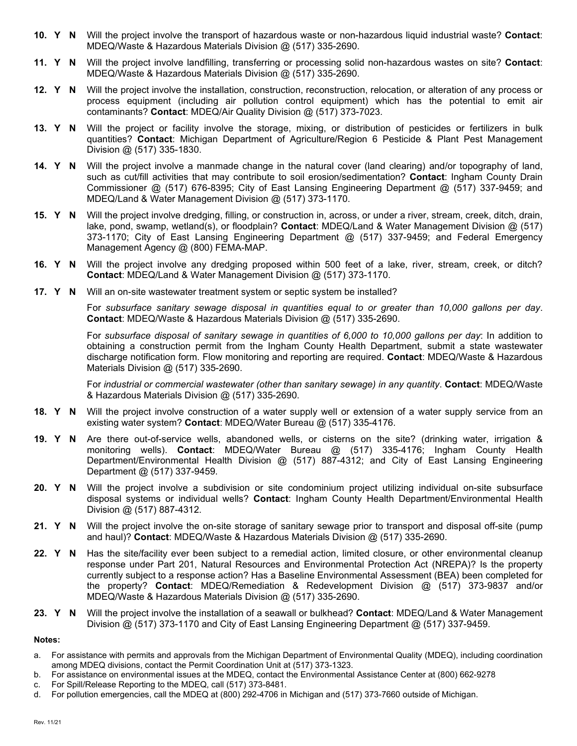**10. Y N** Will the project involve the transport of hazardous waste or non-hazardous liquid industrial waste? **Contact**: MDEQ/Waste & Hazardous Materials Division @ (517) 335-2690.

**11. Y N** Will the project involve landfilling, transferring or processing solid non-hazardous wastes on site? **Contact**: MDEQ/Waste & Hazardous Materials Division @ (517) 335-2690.

**12. Y N** Will the project involve the installation, construction, reconstruction, relocation, or alteration of any process or process equipment (including air pollution control equipment) which has the potential to emit air contaminants? **Contact**: MDEQ/Air Quality Division @ (517) 373-7023.

**13. Y N** Will the project or facility involve the storage, mixing, or distribution of pesticides or fertilizers in bulk quantities? **Contact**: Michigan Department of Agriculture/Region 6 Pesticide & Plant Pest Management Division @ (517) 335-1830.

**14. Y N** Will the project involve a manmade change in the natural cover (land clearing) and/or topography of land, such as cut/fill activities that may contribute to soil erosion/sedimentation? **Contact**: Ingham County Drain Commissioner @ (517) 676-8395; City of East Lansing Engineering Department @ (517) 337-9459; and MDEQ/Land & Water Management Division @ (517) 373-1170.

**15. Y N** Will the project involve dredging, filling, or construction in, across, or under a river, stream, creek, ditch, drain, lake, pond, swamp, wetland(s), or floodplain? **Contact**: MDEQ/Land & Water Management Division @ (517) 373-1170; City of East Lansing Engineering Department @ (517) 337-9459; and Federal Emergency Management Agency @ (800) FEMA-MAP.

**16. Y N** Will the project involve any dredging proposed within 500 feet of a lake, river, stream, creek, or ditch? **Contact**: MDEQ/Land & Water Management Division @ (517) 373-1170.

**17. Y N** Will an on-site wastewater treatment system or septic system be installed?

For *subsurface sanitary sewage disposal in quantities equal to or greater than 10,000 gallons per day*. **Contact**: MDEQ/Waste & Hazardous Materials Division @ (517) 335-2690.

For *subsurface disposal of sanitary sewage in quantities of 6,000 to 10,000 gallons per day*: In addition to obtaining a construction permit from the Ingham County Health Department, submit a state wastewater discharge notification form. Flow monitoring and reporting are required. **Contact**: MDEQ/Waste & Hazardous Materials Division @ (517) 335-2690.

For *industrial or commercial wastewater (other than sanitary sewage) in any quantity*. **Contact**: MDEQ/Waste & Hazardous Materials Division @ (517) 335-2690.

**18. Y N** Will the project involve construction of a water supply well or extension of a water supply service from an existing water system? **Contact**: MDEQ/Water Bureau @ (517) 335-4176.

**19. Y N** Are there out-of-service wells, abandoned wells, or cisterns on the site? (drinking water, irrigation & monitoring wells). **Contact**: MDEQ/Water Bureau @ (517) 335-4176; Ingham County Health Department/Environmental Health Division @ (517) 887-4312; and City of East Lansing Engineering Department @ (517) 337-9459.

**20. Y N** Will the project involve a subdivision or site condominium project utilizing individual on-site subsurface disposal systems or individual wells? **Contact**: Ingham County Health Department/Environmental Health Division @ (517) 887-4312.

**21. Y N** Will the project involve the on-site storage of sanitary sewage prior to transport and disposal off-site (pump and haul)? **Contact**: MDEQ/Waste & Hazardous Materials Division @ (517) 335-2690.

**22. Y N** Has the site/facility ever been subject to a remedial action, limited closure, or other environmental cleanup response under Part 201, Natural Resources and Environmental Protection Act (NREPA)? Is the property currently subject to a response action? Has a Baseline Environmental Assessment (BEA) been completed for the property? **Contact**: MDEQ/Remediation & Redevelopment Division @ (517) 373-9837 and/or MDEQ/Waste & Hazardous Materials Division @ (517) 335-2690.

**23. Y N** Will the project involve the installation of a seawall or bulkhead? **Contact**: MDEQ/Land & Water Management Division @ (517) 373-1170 and City of East Lansing Engineering Department @ (517) 337-9459.

**Notes:**

a. For assistance with permits and approvals from the Michigan Department of Environmental Quality (MDEQ), including coordination among MDEQ divisions, contact the Permit Coordination Unit at (517) 373-1323.

b. For assistance on environmental issues at the MDEQ, contact the Environmental Assistance Center at (800) 662-9278

c. For Spill/Release Reporting to the MDEQ, call (517) 373-8481.

d. For pollution emergencies, call the MDEQ at (800) 292-4706 in Michigan and (517) 373-7660 outside of Michigan.

Rev. 11/21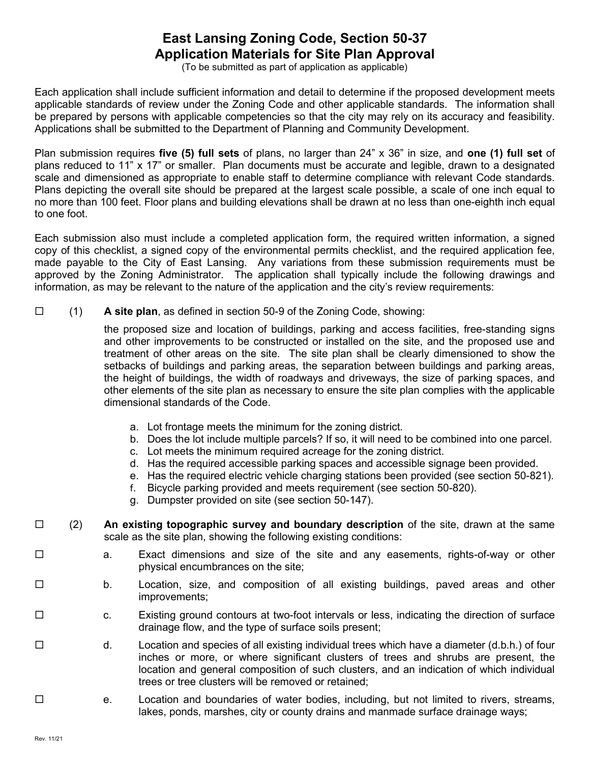# East Lansing Zoning Code, Section 50-37
# Application Materials for Site Plan Approval

(To be submitted as part of application as applicable)

Each application shall include sufficient information and detail to determine if the proposed development meets applicable standards of review under the Zoning Code and other applicable standards. The information shall be prepared by persons with applicable competencies so that the city may rely on its accuracy and feasibility. Applications shall be submitted to the Department of Planning and Community Development.

Plan submission requires **five (5) full sets** of plans, no larger than 24" x 36" in size, and **one (1) full set** of plans reduced to 11" x 17" or smaller. Plan documents must be accurate and legible, drawn to a designated scale and dimensioned as appropriate to enable staff to determine compliance with relevant Code standards. Plans depicting the overall site should be prepared at the largest scale possible, a scale of one inch equal to no more than 100 feet. Floor plans and building elevations shall be drawn at no less than one-eighth inch equal to one foot.

Each submission also must include a completed application form, the required written information, a signed copy of this checklist, a signed copy of the environmental permits checklist, and the required application fee, made payable to the City of East Lansing. Any variations from these submission requirements must be approved by the Zoning Administrator. The application shall typically include the following drawings and information, as may be relevant to the nature of the application and the city's review requirements:

☐ (1) **A site plan**, as defined in section 50-9 of the Zoning Code, showing:

the proposed size and location of buildings, parking and access facilities, free-standing signs and other improvements to be constructed or installed on the site, and the proposed use and treatment of other areas on the site. The site plan shall be clearly dimensioned to show the setbacks of buildings and parking areas, the separation between buildings and parking areas, the height of buildings, the width of roadways and driveways, the size of parking spaces, and other elements of the site plan as necessary to ensure the site plan complies with the applicable dimensional standards of the Code.

a. Lot frontage meets the minimum for the zoning district.
b. Does the lot include multiple parcels? If so, it will need to be combined into one parcel.
c. Lot meets the minimum required acreage for the zoning district.
d. Has the required accessible parking spaces and accessible signage been provided.
e. Has the required electric vehicle charging stations been provided (see section 50-821).
f. Bicycle parking provided and meets requirement (see section 50-820).
g. Dumpster provided on site (see section 50-147).

☐ (2) **An existing topographic survey and boundary description** of the site, drawn at the same scale as the site plan, showing the following existing conditions:

☐ a. Exact dimensions and size of the site and any easements, rights-of-way or other physical encumbrances on the site;

☐ b. Location, size, and composition of all existing buildings, paved areas and other improvements;

☐ c. Existing ground contours at two-foot intervals or less, indicating the direction of surface drainage flow, and the type of surface soils present;

☐ d. Location and species of all existing individual trees which have a diameter (d.b.h.) of four inches or more, or where significant clusters of trees and shrubs are present, the location and general composition of such clusters, and an indication of which individual trees or tree clusters will be removed or retained;

☐ e. Location and boundaries of water bodies, including, but not limited to rivers, streams, lakes, ponds, marshes, city or county drains and manmade surface drainage ways;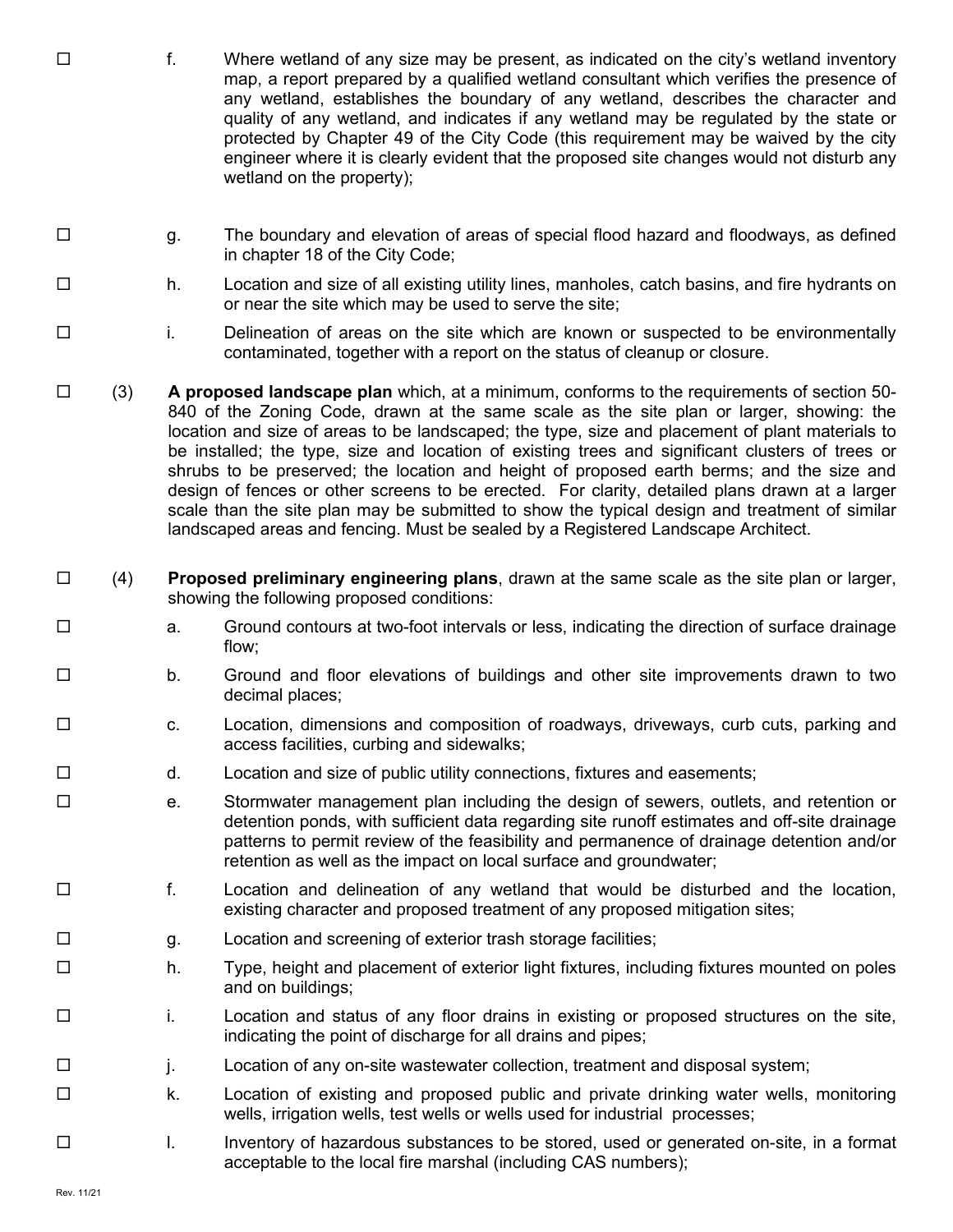☐ f. Where wetland of any size may be present, as indicated on the city's wetland inventory map, a report prepared by a qualified wetland consultant which verifies the presence of any wetland, establishes the boundary of any wetland, describes the character and quality of any wetland, and indicates if any wetland may be regulated by the state or protected by Chapter 49 of the City Code (this requirement may be waived by the city engineer where it is clearly evident that the proposed site changes would not disturb any wetland on the property);

☐ g. The boundary and elevation of areas of special flood hazard and floodways, as defined in chapter 18 of the City Code;

☐ h. Location and size of all existing utility lines, manholes, catch basins, and fire hydrants on or near the site which may be used to serve the site;

☐ i. Delineation of areas on the site which are known or suspected to be environmentally contaminated, together with a report on the status of cleanup or closure.

☐ (3) **A proposed landscape plan** which, at a minimum, conforms to the requirements of section 50-840 of the Zoning Code, drawn at the same scale as the site plan or larger, showing: the location and size of areas to be landscaped; the type, size and placement of plant materials to be installed; the type, size and location of existing trees and significant clusters of trees or shrubs to be preserved; the location and height of proposed earth berms; and the size and design of fences or other screens to be erected. For clarity, detailed plans drawn at a larger scale than the site plan may be submitted to show the typical design and treatment of similar landscaped areas and fencing. Must be sealed by a Registered Landscape Architect.

☐ (4) **Proposed preliminary engineering plans**, drawn at the same scale as the site plan or larger, showing the following proposed conditions:

☐ a. Ground contours at two-foot intervals or less, indicating the direction of surface drainage flow;

☐ b. Ground and floor elevations of buildings and other site improvements drawn to two decimal places;

☐ c. Location, dimensions and composition of roadways, driveways, curb cuts, parking and access facilities, curbing and sidewalks;

☐ d. Location and size of public utility connections, fixtures and easements;

☐ e. Stormwater management plan including the design of sewers, outlets, and retention or detention ponds, with sufficient data regarding site runoff estimates and off-site drainage patterns to permit review of the feasibility and permanence of drainage detention and/or retention as well as the impact on local surface and groundwater;

☐ f. Location and delineation of any wetland that would be disturbed and the location, existing character and proposed treatment of any proposed mitigation sites;

☐ g. Location and screening of exterior trash storage facilities;

☐ h. Type, height and placement of exterior light fixtures, including fixtures mounted on poles and on buildings;

☐ i. Location and status of any floor drains in existing or proposed structures on the site, indicating the point of discharge for all drains and pipes;

☐ j. Location of any on-site wastewater collection, treatment and disposal system;

☐ k. Location of existing and proposed public and private drinking water wells, monitoring wells, irrigation wells, test wells or wells used for industrial processes;

☐ l. Inventory of hazardous substances to be stored, used or generated on-site, in a format acceptable to the local fire marshal (including CAS numbers);

Rev. 11/21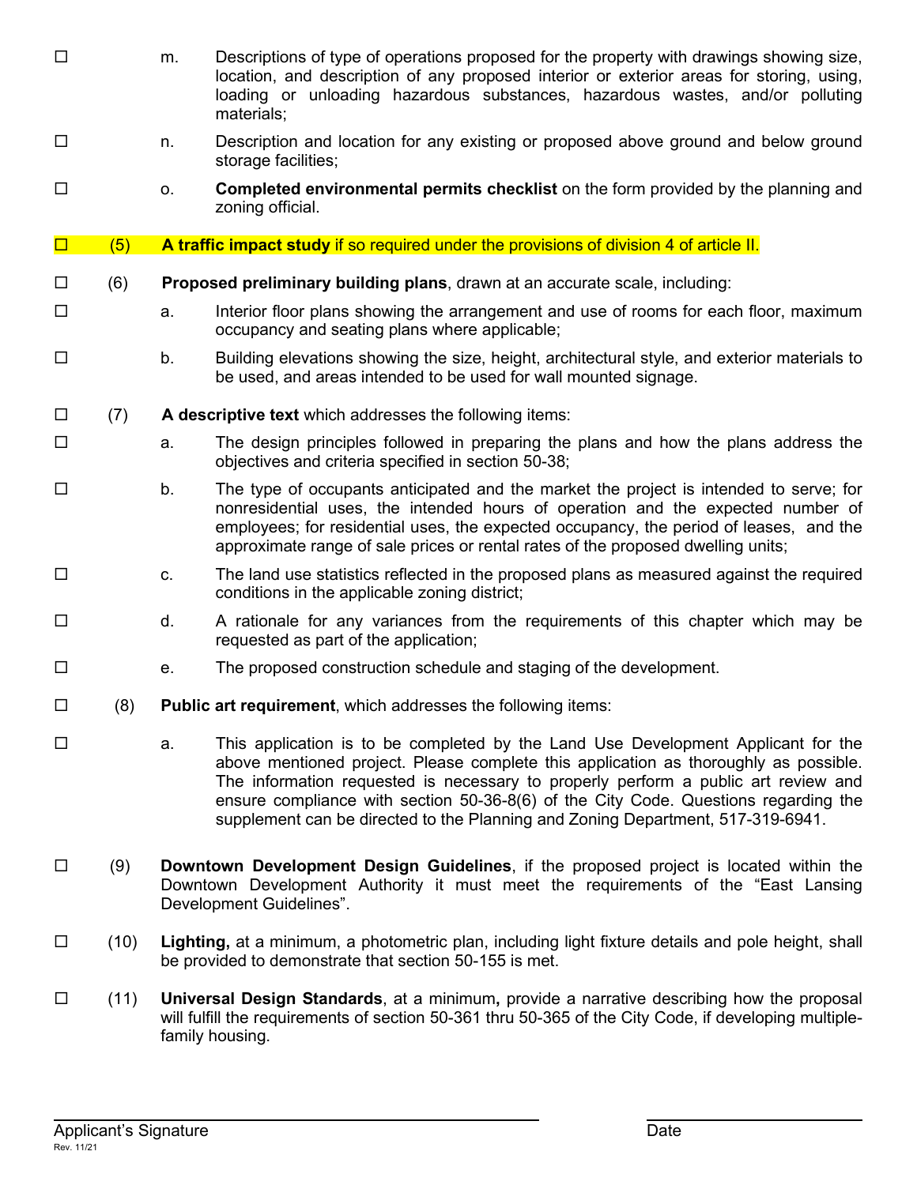☐ m. Descriptions of type of operations proposed for the property with drawings showing size, location, and description of any proposed interior or exterior areas for storing, using, loading or unloading hazardous substances, hazardous wastes, and/or polluting materials;

☐ n. Description and location for any existing or proposed above ground and below ground storage facilities;

☐ o. **Completed environmental permits checklist** on the form provided by the planning and zoning official.

☐ (5) **A traffic impact study** if so required under the provisions of division 4 of article II.

☐ (6) **Proposed preliminary building plans**, drawn at an accurate scale, including:

☐ a. Interior floor plans showing the arrangement and use of rooms for each floor, maximum occupancy and seating plans where applicable;

☐ b. Building elevations showing the size, height, architectural style, and exterior materials to be used, and areas intended to be used for wall mounted signage.

☐ (7) **A descriptive text** which addresses the following items:

☐ a. The design principles followed in preparing the plans and how the plans address the objectives and criteria specified in section 50-38;

☐ b. The type of occupants anticipated and the market the project is intended to serve; for nonresidential uses, the intended hours of operation and the expected number of employees; for residential uses, the expected occupancy, the period of leases, and the approximate range of sale prices or rental rates of the proposed dwelling units;

☐ c. The land use statistics reflected in the proposed plans as measured against the required conditions in the applicable zoning district;

☐ d. A rationale for any variances from the requirements of this chapter which may be requested as part of the application;

☐ e. The proposed construction schedule and staging of the development.

☐ (8) **Public art requirement**, which addresses the following items:

☐ a. This application is to be completed by the Land Use Development Applicant for the above mentioned project. Please complete this application as thoroughly as possible. The information requested is necessary to properly perform a public art review and ensure compliance with section 50-36-8(6) of the City Code. Questions regarding the supplement can be directed to the Planning and Zoning Department, 517-319-6941.

☐ (9) **Downtown Development Design Guidelines**, if the proposed project is located within the Downtown Development Authority it must meet the requirements of the "East Lansing Development Guidelines".

☐ (10) **Lighting,** at a minimum, a photometric plan, including light fixture details and pole height, shall be provided to demonstrate that section 50-155 is met.

☐ (11) **Universal Design Standards**, at a minimum**,** provide a narrative describing how the proposal will fulfill the requirements of section 50-361 thru 50-365 of the City Code, if developing multiple-family housing.

_______________________________ _______________
Applicant's Signature Date

Rev. 11/21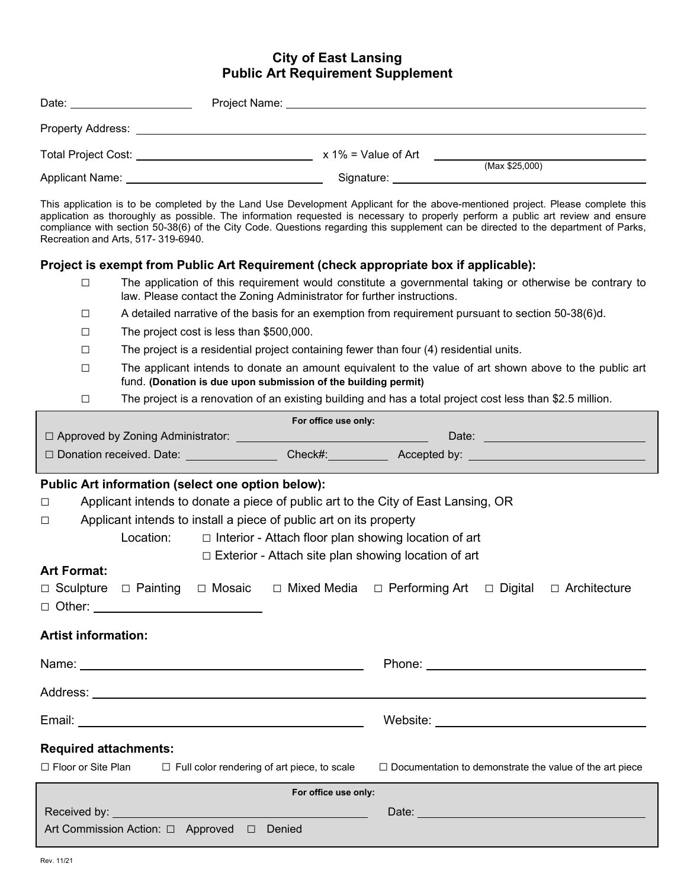# City of East Lansing
## Public Art Requirement Supplement

Date: ____________________ Project Name: ____________________________________________

Property Address: ____________________________________________________________

Total Project Cost: ______________________ x 1% = Value of Art ______________________ (Max $25,000)

Applicant Name: ______________________ Signature: ______________________________

This application is to be completed by the Land Use Development Applicant for the above-mentioned project. Please complete this application as thoroughly as possible. The information requested is necessary to properly perform a public art review and ensure compliance with section 50-38(6) of the City Code. Questions regarding this supplement can be directed to the department of Parks, Recreation and Arts, 517- 319-6940.

### Project is exempt from Public Art Requirement (check appropriate box if applicable):

- ☐ The application of this requirement would constitute a governmental taking or otherwise be contrary to law. Please contact the Zoning Administrator for further instructions.
- ☐ A detailed narrative of the basis for an exemption from requirement pursuant to section 50-38(6)d.
- ☐ The project cost is less than $500,000.
- ☐ The project is a residential project containing fewer than four (4) residential units.
- ☐ The applicant intends to donate an amount equivalent to the value of art shown above to the public art fund. **(Donation is due upon submission of the building permit)**
- ☐ The project is a renovation of an existing building and has a total project cost less than $2.5 million.

**For office use only:**

☐ Approved by Zoning Administrator: ______________________ Date: ______________

☐ Donation received. Date: ____________ Check#: ________ Accepted by: ______________

### Public Art information (select one option below):

☐ Applicant intends to donate a piece of public art to the City of East Lansing, OR

☐ Applicant intends to install a piece of public art on its property

Location: ☐ Interior - Attach floor plan showing location of art

☐ Exterior - Attach site plan showing location of art

### Art Format:

☐ Sculpture ☐ Painting ☐ Mosaic ☐ Mixed Media ☐ Performing Art ☐ Digital ☐ Architecture

☐ Other: ______________________

### Artist information:

Name: ______________________________ Phone: ______________________

Address: ____________________________________________________________

Email: ______________________________ Website: ______________________

### Required attachments:

☐ Floor or Site Plan ☐ Full color rendering of art piece, to scale ☐ Documentation to demonstrate the value of the art piece

**For office use only:**

Received by: ______________________ Date: ______________________

Art Commission Action: ☐ Approved ☐ Denied

Rev. 11/21